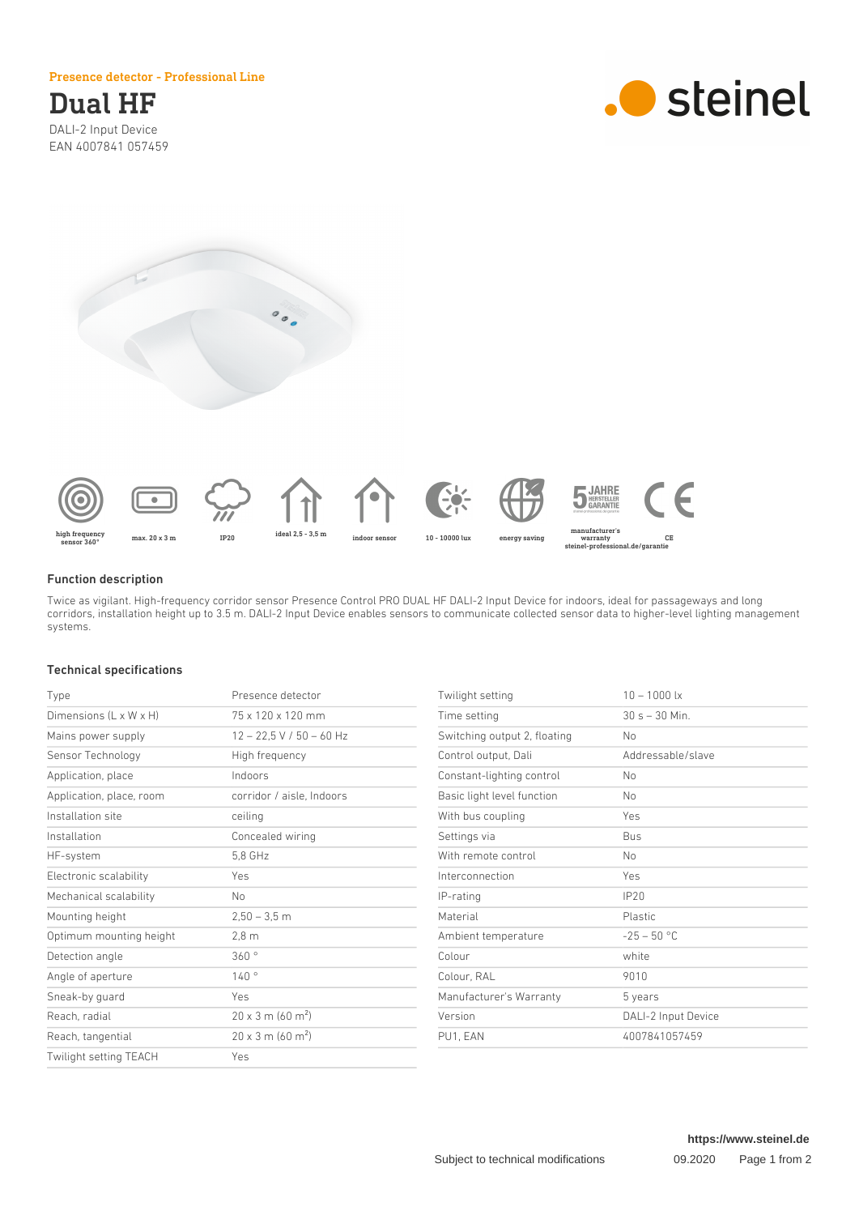Presence detector - Professional Line

# Dual HF

DALI-2 Input Device
EAN 4007841 057459

high frequency sensor 360° | max. 20 x 3 m | IP20 | ideal 2,5 - 3,5 m | indoor sensor | 10 - 10000 lux | energy saving | manufacturer's warranty steinel-professional.de/garantie | CE

### Function description

Twice as vigilant. High-frequency corridor sensor Presence Control PRO DUAL HF DALI-2 Input Device for indoors, ideal for passageways and long corridors, installation height up to 3.5 m. DALI-2 Input Device enables sensors to communicate collected sensor data to higher-level lighting management systems.

### Technical specifications

| | |
|---|---|
| Type | Presence detector |
| Dimensions (L x W x H) | 75 x 120 x 120 mm |
| Mains power supply | 12 – 22,5 V / 50 – 60 Hz |
| Sensor Technology | High frequency |
| Application, place | Indoors |
| Application, place, room | corridor / aisle, Indoors |
| Installation site | ceiling |
| Installation | Concealed wiring |
| HF-system | 5,8 GHz |
| Electronic scalability | Yes |
| Mechanical scalability | No |
| Mounting height | 2,50 – 3,5 m |
| Optimum mounting height | 2,8 m |
| Detection angle | 360 ° |
| Angle of aperture | 140 ° |
| Sneak-by guard | Yes |
| Reach, radial | 20 x 3 m (60 m$^2$) |
| Reach, tangential | 20 x 3 m (60 m$^2$) |
| Twilight setting TEACH | Yes |
| Twilight setting | 10 – 1000 lx |
| Time setting | 30 s – 30 Min. |
| Switching output 2, floating | No |
| Control output, Dali | Addressable/slave |
| Constant-lighting control | No |
| Basic light level function | No |
| With bus coupling | Yes |
| Settings via | Bus |
| With remote control | No |
| Interconnection | Yes |
| IP-rating | IP20 |
| Material | Plastic |
| Ambient temperature | -25 – 50 °C |
| Colour | white |
| Colour, RAL | 9010 |
| Manufacturer's Warranty | 5 years |
| Version | DALI-2 Input Device |
| PU1, EAN | 4007841057459 |

https://www.steinel.de

Subject to technical modifications 09.2020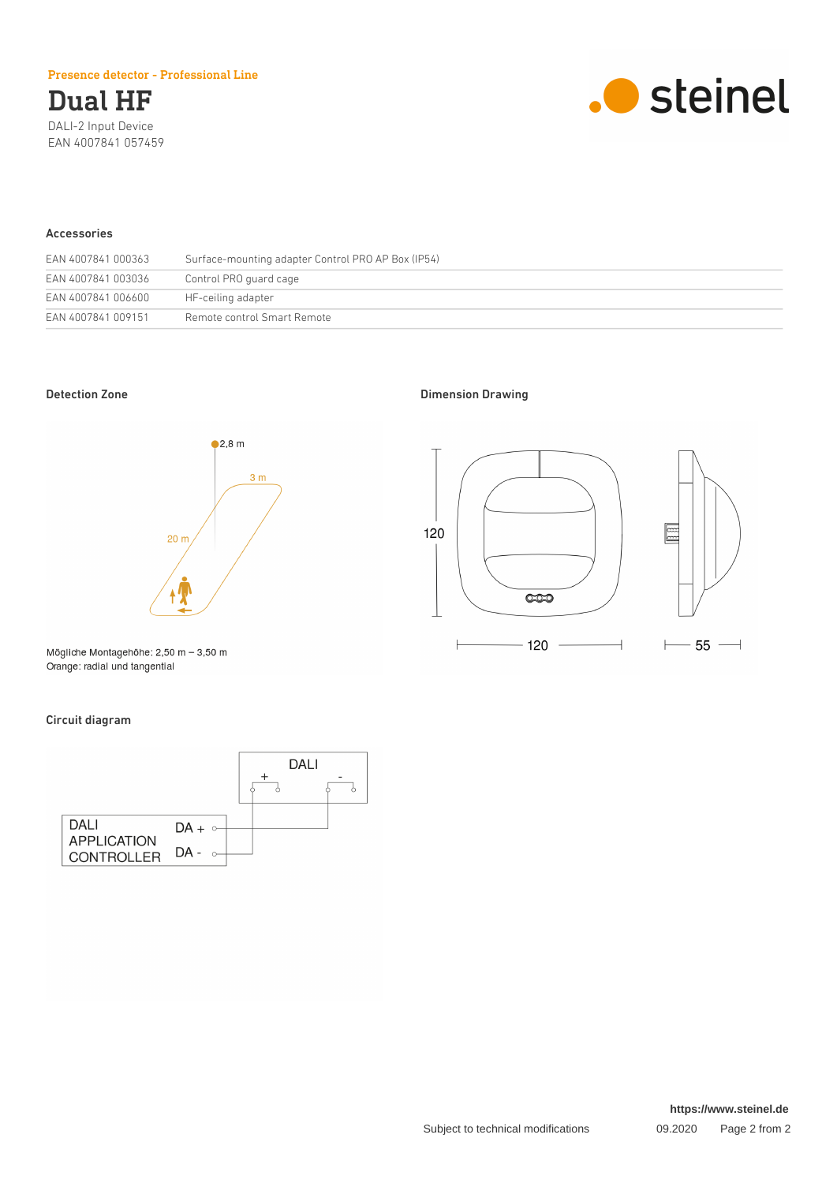Presence detector - Professional Line

# Dual HF

DALI-2 Input Device
EAN 4007841 057459

## Accessories

| | |
|---|---|
| EAN 4007841 000363 | Surface-mounting adapter Control PRO AP Box (IP54) |
| EAN 4007841 003036 | Control PRO guard cage |
| EAN 4007841 006600 | HF-ceiling adapter |
| EAN 4007841 009151 | Remote control Smart Remote |

## Detection Zone

2,8 m
3 m
20 m

Mögliche Montagehöhe: 2,50 m – 3,50 m
Orange: radial und tangential

## Dimension Drawing

120
120
55

## Circuit diagram

DALI
+
-
DALI APPLICATION CONTROLLER
DA +
DA -

https://www.steinel.de

Subject to technical modifications 09.2020